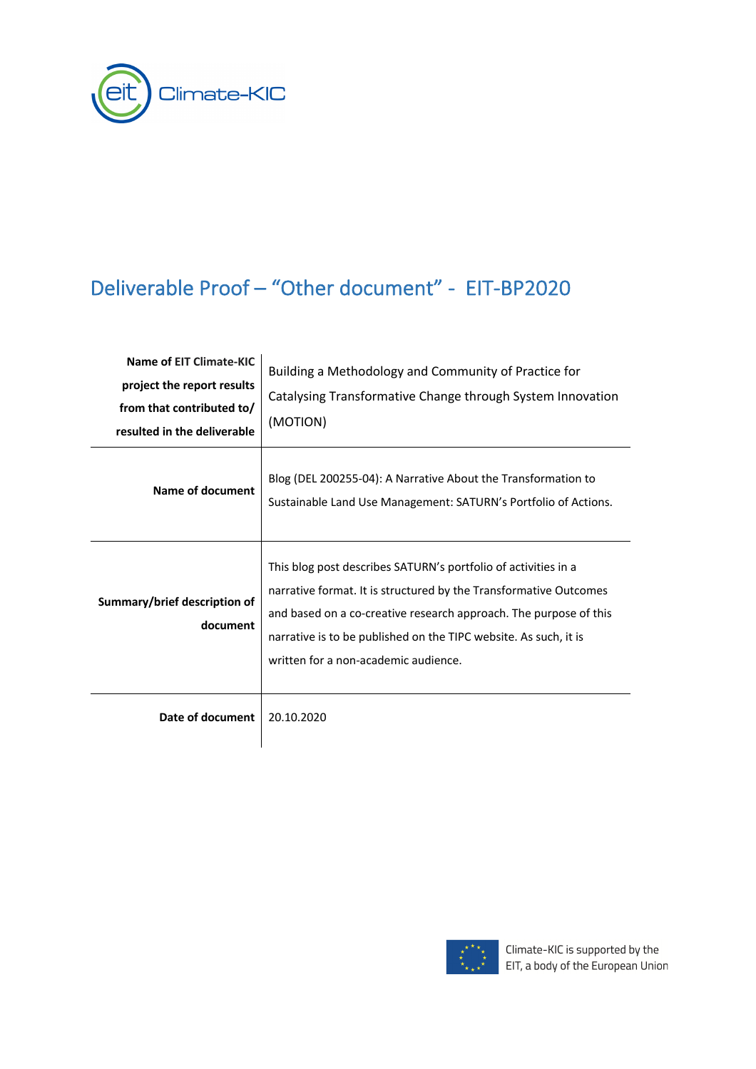# Deliverable Proof – "Other document" - EIT-BP2020

| | |
|---|---|
| **Name of EIT Climate-KIC project the report results from that contributed to/ resulted in the deliverable** | Building a Methodology and Community of Practice for Catalysing Transformative Change through System Innovation (MOTION) |
| **Name of document** | Blog (DEL 200255-04): A Narrative About the Transformation to Sustainable Land Use Management: SATURN's Portfolio of Actions. |
| **Summary/brief description of document** | This blog post describes SATURN's portfolio of activities in a narrative format. It is structured by the Transformative Outcomes and based on a co-creative research approach. The purpose of this narrative is to be published on the TIPC website. As such, it is written for a non-academic audience. |
| **Date of document** | 20.10.2020 |

Climate-KIC is supported by the EIT, a body of the European Union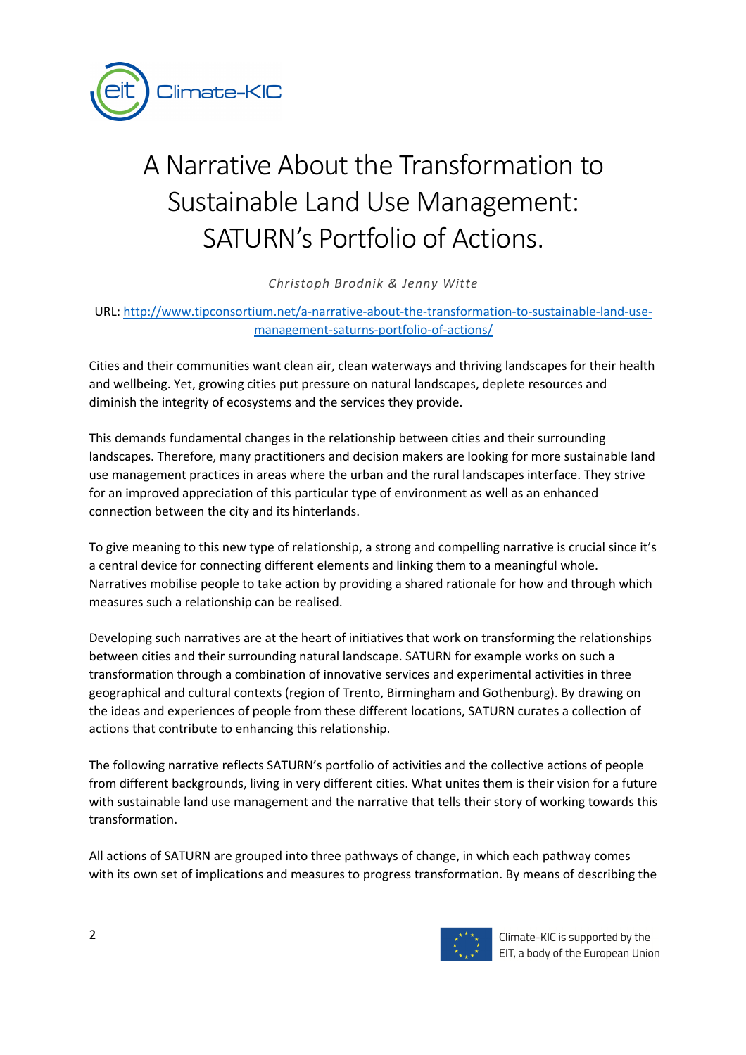# A Narrative About the Transformation to Sustainable Land Use Management: SATURN's Portfolio of Actions.

*Christoph Brodnik & Jenny Witte*

URL: http://www.tipconsortium.net/a-narrative-about-the-transformation-to-sustainable-land-use-management-saturns-portfolio-of-actions/

Cities and their communities want clean air, clean waterways and thriving landscapes for their health and wellbeing. Yet, growing cities put pressure on natural landscapes, deplete resources and diminish the integrity of ecosystems and the services they provide.

This demands fundamental changes in the relationship between cities and their surrounding landscapes. Therefore, many practitioners and decision makers are looking for more sustainable land use management practices in areas where the urban and the rural landscapes interface. They strive for an improved appreciation of this particular type of environment as well as an enhanced connection between the city and its hinterlands.

To give meaning to this new type of relationship, a strong and compelling narrative is crucial since it's a central device for connecting different elements and linking them to a meaningful whole. Narratives mobilise people to take action by providing a shared rationale for how and through which measures such a relationship can be realised.

Developing such narratives are at the heart of initiatives that work on transforming the relationships between cities and their surrounding natural landscape. SATURN for example works on such a transformation through a combination of innovative services and experimental activities in three geographical and cultural contexts (region of Trento, Birmingham and Gothenburg). By drawing on the ideas and experiences of people from these different locations, SATURN curates a collection of actions that contribute to enhancing this relationship.

The following narrative reflects SATURN's portfolio of activities and the collective actions of people from different backgrounds, living in very different cities. What unites them is their vision for a future with sustainable land use management and the narrative that tells their story of working towards this transformation.

All actions of SATURN are grouped into three pathways of change, in which each pathway comes with its own set of implications and measures to progress transformation. By means of describing the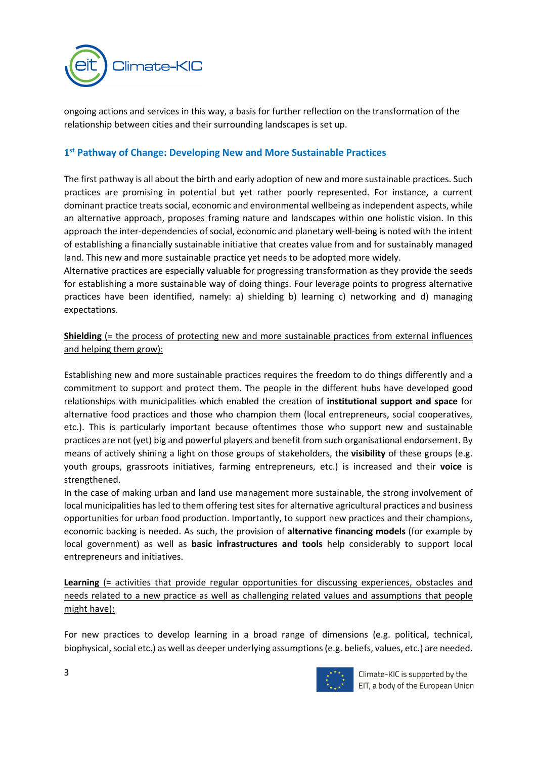ongoing actions and services in this way, a basis for further reflection on the transformation of the relationship between cities and their surrounding landscapes is set up.

## 1st Pathway of Change: Developing New and More Sustainable Practices

The first pathway is all about the birth and early adoption of new and more sustainable practices. Such practices are promising in potential but yet rather poorly represented. For instance, a current dominant practice treats social, economic and environmental wellbeing as independent aspects, while an alternative approach, proposes framing nature and landscapes within one holistic vision. In this approach the inter-dependencies of social, economic and planetary well-being is noted with the intent of establishing a financially sustainable initiative that creates value from and for sustainably managed land. This new and more sustainable practice yet needs to be adopted more widely.
Alternative practices are especially valuable for progressing transformation as they provide the seeds for establishing a more sustainable way of doing things. Four leverage points to progress alternative practices have been identified, namely: a) shielding b) learning c) networking and d) managing expectations.

**Shielding** (= the process of protecting new and more sustainable practices from external influences and helping them grow):

Establishing new and more sustainable practices requires the freedom to do things differently and a commitment to support and protect them. The people in the different hubs have developed good relationships with municipalities which enabled the creation of **institutional support and space** for alternative food practices and those who champion them (local entrepreneurs, social cooperatives, etc.). This is particularly important because oftentimes those who support new and sustainable practices are not (yet) big and powerful players and benefit from such organisational endorsement. By means of actively shining a light on those groups of stakeholders, the **visibility** of these groups (e.g. youth groups, grassroots initiatives, farming entrepreneurs, etc.) is increased and their **voice** is strengthened.
In the case of making urban and land use management more sustainable, the strong involvement of local municipalities has led to them offering test sites for alternative agricultural practices and business opportunities for urban food production. Importantly, to support new practices and their champions, economic backing is needed. As such, the provision of **alternative financing models** (for example by local government) as well as **basic infrastructures and tools** help considerably to support local entrepreneurs and initiatives.

**Learning** (= activities that provide regular opportunities for discussing experiences, obstacles and needs related to a new practice as well as challenging related values and assumptions that people might have):

For new practices to develop learning in a broad range of dimensions (e.g. political, technical, biophysical, social etc.) as well as deeper underlying assumptions (e.g. beliefs, values, etc.) are needed.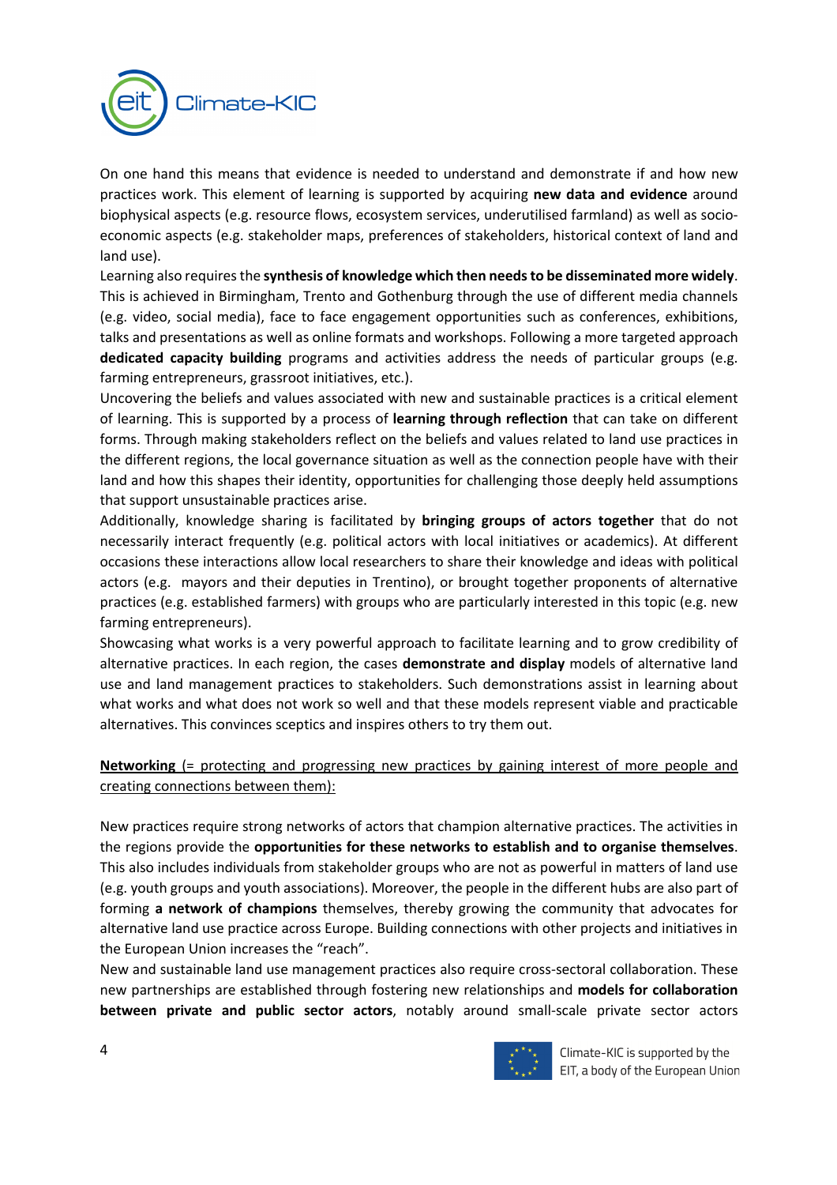On one hand this means that evidence is needed to understand and demonstrate if and how new practices work. This element of learning is supported by acquiring **new data and evidence** around biophysical aspects (e.g. resource flows, ecosystem services, underutilised farmland) as well as socio-economic aspects (e.g. stakeholder maps, preferences of stakeholders, historical context of land and land use).

Learning also requires the **synthesis of knowledge which then needs to be disseminated more widely**. This is achieved in Birmingham, Trento and Gothenburg through the use of different media channels (e.g. video, social media), face to face engagement opportunities such as conferences, exhibitions, talks and presentations as well as online formats and workshops. Following a more targeted approach **dedicated capacity building** programs and activities address the needs of particular groups (e.g. farming entrepreneurs, grassroot initiatives, etc.).

Uncovering the beliefs and values associated with new and sustainable practices is a critical element of learning. This is supported by a process of **learning through reflection** that can take on different forms. Through making stakeholders reflect on the beliefs and values related to land use practices in the different regions, the local governance situation as well as the connection people have with their land and how this shapes their identity, opportunities for challenging those deeply held assumptions that support unsustainable practices arise.

Additionally, knowledge sharing is facilitated by **bringing groups of actors together** that do not necessarily interact frequently (e.g. political actors with local initiatives or academics). At different occasions these interactions allow local researchers to share their knowledge and ideas with political actors (e.g. mayors and their deputies in Trentino), or brought together proponents of alternative practices (e.g. established farmers) with groups who are particularly interested in this topic (e.g. new farming entrepreneurs).

Showcasing what works is a very powerful approach to facilitate learning and to grow credibility of alternative practices. In each region, the cases **demonstrate and display** models of alternative land use and land management practices to stakeholders. Such demonstrations assist in learning about what works and what does not work so well and that these models represent viable and practicable alternatives. This convinces sceptics and inspires others to try them out.

<u>**Networking** (= protecting and progressing new practices by gaining interest of more people and creating connections between them):</u>

New practices require strong networks of actors that champion alternative practices. The activities in the regions provide the **opportunities for these networks to establish and to organise themselves**. This also includes individuals from stakeholder groups who are not as powerful in matters of land use (e.g. youth groups and youth associations). Moreover, the people in the different hubs are also part of forming **a network of champions** themselves, thereby growing the community that advocates for alternative land use practice across Europe. Building connections with other projects and initiatives in the European Union increases the "reach".

New and sustainable land use management practices also require cross-sectoral collaboration. These new partnerships are established through fostering new relationships and **models for collaboration between private and public sector actors**, notably around small-scale private sector actors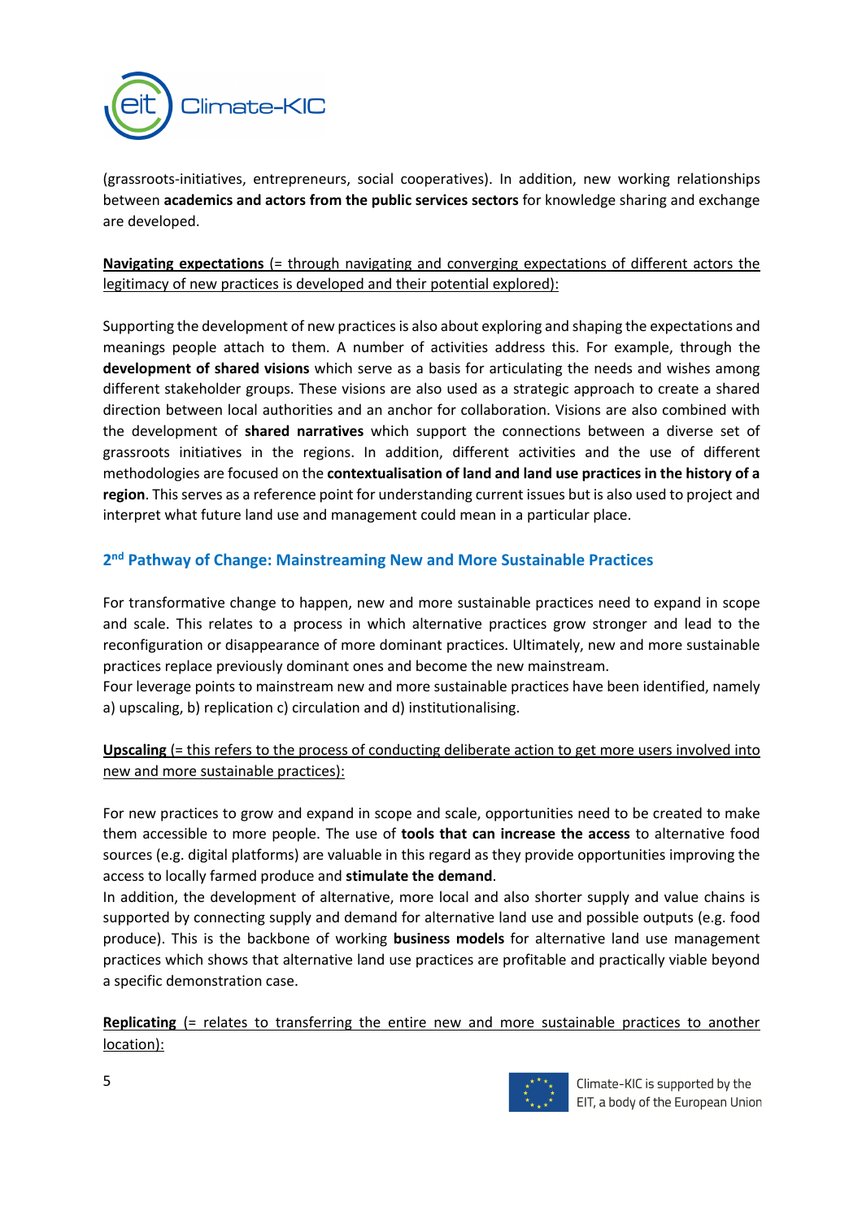(grassroots-initiatives, entrepreneurs, social cooperatives). In addition, new working relationships between **academics and actors from the public services sectors** for knowledge sharing and exchange are developed.

**Navigating expectations** (= through navigating and converging expectations of different actors the legitimacy of new practices is developed and their potential explored):

Supporting the development of new practices is also about exploring and shaping the expectations and meanings people attach to them. A number of activities address this. For example, through the **development of shared visions** which serve as a basis for articulating the needs and wishes among different stakeholder groups. These visions are also used as a strategic approach to create a shared direction between local authorities and an anchor for collaboration. Visions are also combined with the development of **shared narratives** which support the connections between a diverse set of grassroots initiatives in the regions. In addition, different activities and the use of different methodologies are focused on the **contextualisation of land and land use practices in the history of a region**. This serves as a reference point for understanding current issues but is also used to project and interpret what future land use and management could mean in a particular place.

## 2nd Pathway of Change: Mainstreaming New and More Sustainable Practices

For transformative change to happen, new and more sustainable practices need to expand in scope and scale. This relates to a process in which alternative practices grow stronger and lead to the reconfiguration or disappearance of more dominant practices. Ultimately, new and more sustainable practices replace previously dominant ones and become the new mainstream.
Four leverage points to mainstream new and more sustainable practices have been identified, namely a) upscaling, b) replication c) circulation and d) institutionalising.

**Upscaling** (= this refers to the process of conducting deliberate action to get more users involved into new and more sustainable practices):

For new practices to grow and expand in scope and scale, opportunities need to be created to make them accessible to more people. The use of **tools that can increase the access** to alternative food sources (e.g. digital platforms) are valuable in this regard as they provide opportunities improving the access to locally farmed produce and **stimulate the demand**.
In addition, the development of alternative, more local and also shorter supply and value chains is supported by connecting supply and demand for alternative land use and possible outputs (e.g. food produce). This is the backbone of working **business models** for alternative land use management practices which shows that alternative land use practices are profitable and practically viable beyond a specific demonstration case.

**Replicating** (= relates to transferring the entire new and more sustainable practices to another location):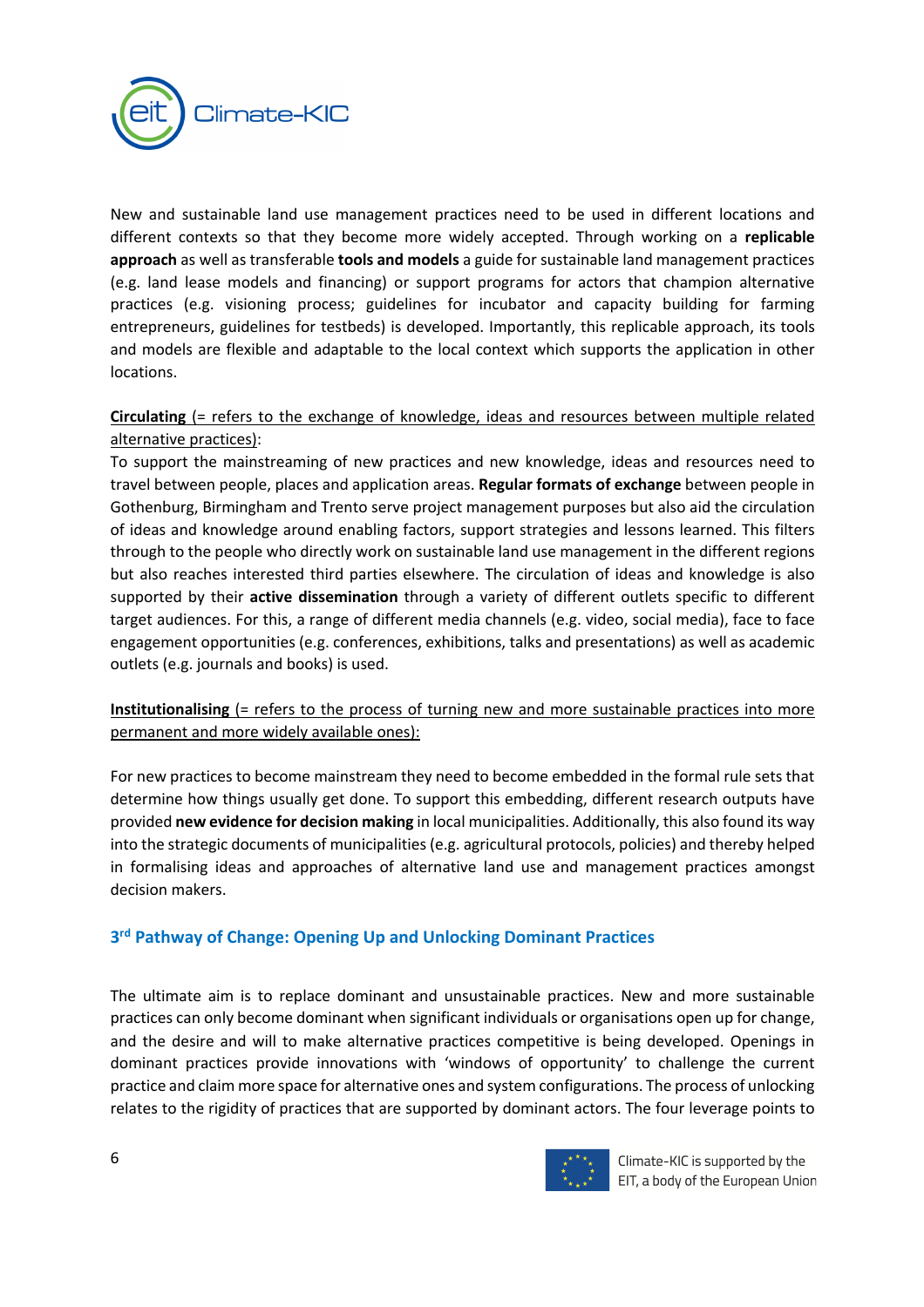New and sustainable land use management practices need to be used in different locations and different contexts so that they become more widely accepted. Through working on a **replicable approach** as well as transferable **tools and models** a guide for sustainable land management practices (e.g. land lease models and financing) or support programs for actors that champion alternative practices (e.g. visioning process; guidelines for incubator and capacity building for farming entrepreneurs, guidelines for testbeds) is developed. Importantly, this replicable approach, its tools and models are flexible and adaptable to the local context which supports the application in other locations.

**Circulating** (= refers to the exchange of knowledge, ideas and resources between multiple related alternative practices):

To support the mainstreaming of new practices and new knowledge, ideas and resources need to travel between people, places and application areas. **Regular formats of exchange** between people in Gothenburg, Birmingham and Trento serve project management purposes but also aid the circulation of ideas and knowledge around enabling factors, support strategies and lessons learned. This filters through to the people who directly work on sustainable land use management in the different regions but also reaches interested third parties elsewhere. The circulation of ideas and knowledge is also supported by their **active dissemination** through a variety of different outlets specific to different target audiences. For this, a range of different media channels (e.g. video, social media), face to face engagement opportunities (e.g. conferences, exhibitions, talks and presentations) as well as academic outlets (e.g. journals and books) is used.

**Institutionalising** (= refers to the process of turning new and more sustainable practices into more permanent and more widely available ones):

For new practices to become mainstream they need to become embedded in the formal rule sets that determine how things usually get done. To support this embedding, different research outputs have provided **new evidence for decision making** in local municipalities. Additionally, this also found its way into the strategic documents of municipalities (e.g. agricultural protocols, policies) and thereby helped in formalising ideas and approaches of alternative land use and management practices amongst decision makers.

### 3rd Pathway of Change: Opening Up and Unlocking Dominant Practices

The ultimate aim is to replace dominant and unsustainable practices. New and more sustainable practices can only become dominant when significant individuals or organisations open up for change, and the desire and will to make alternative practices competitive is being developed. Openings in dominant practices provide innovations with 'windows of opportunity' to challenge the current practice and claim more space for alternative ones and system configurations. The process of unlocking relates to the rigidity of practices that are supported by dominant actors. The four leverage points to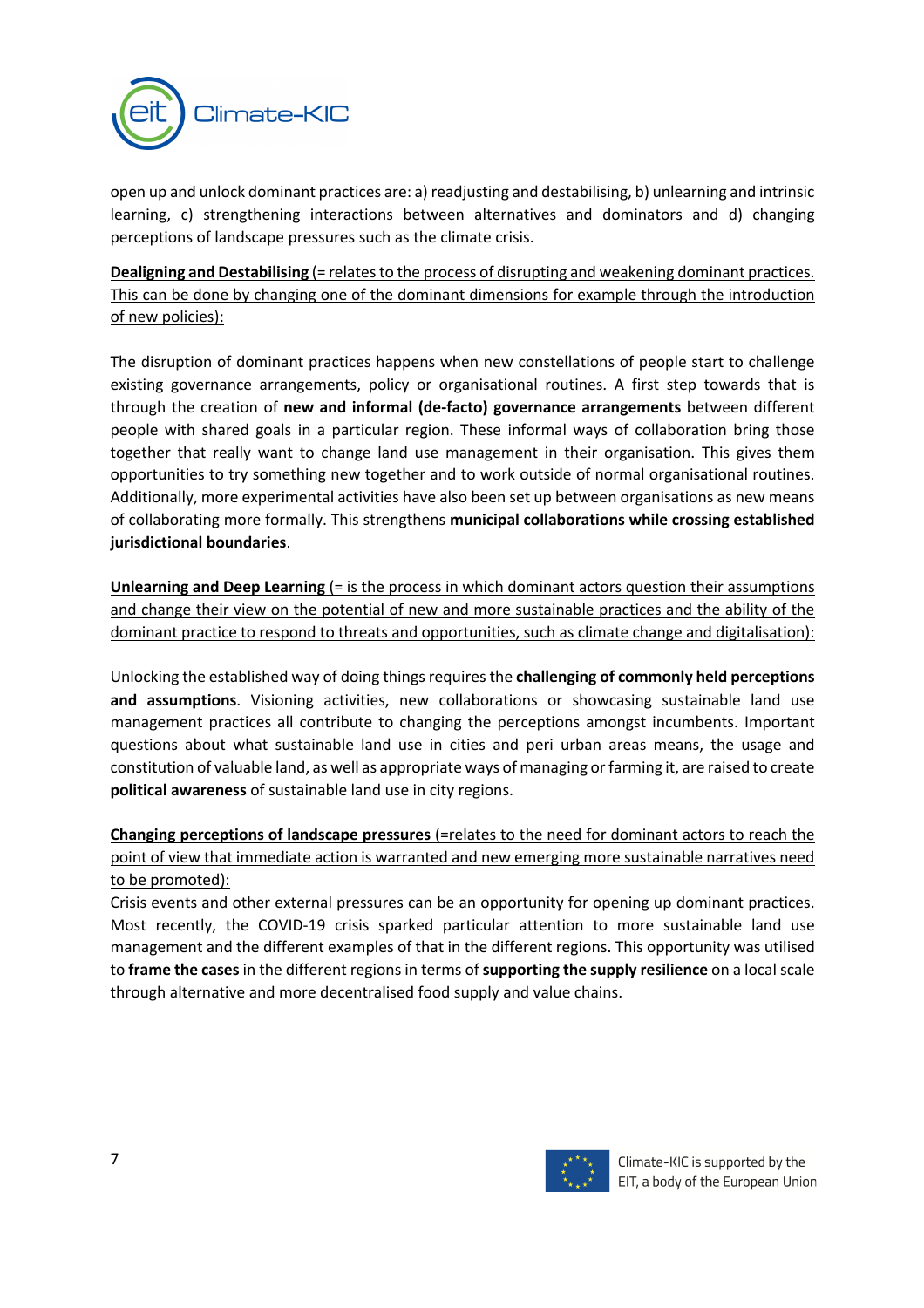open up and unlock dominant practices are: a) readjusting and destabilising, b) unlearning and intrinsic learning, c) strengthening interactions between alternatives and dominators and d) changing perceptions of landscape pressures such as the climate crisis.

**Dealigning and Destabilising** (= relates to the process of disrupting and weakening dominant practices. This can be done by changing one of the dominant dimensions for example through the introduction of new policies):

The disruption of dominant practices happens when new constellations of people start to challenge existing governance arrangements, policy or organisational routines. A first step towards that is through the creation of **new and informal (de-facto) governance arrangements** between different people with shared goals in a particular region. These informal ways of collaboration bring those together that really want to change land use management in their organisation. This gives them opportunities to try something new together and to work outside of normal organisational routines. Additionally, more experimental activities have also been set up between organisations as new means of collaborating more formally. This strengthens **municipal collaborations while crossing established jurisdictional boundaries**.

**Unlearning and Deep Learning** (= is the process in which dominant actors question their assumptions and change their view on the potential of new and more sustainable practices and the ability of the dominant practice to respond to threats and opportunities, such as climate change and digitalisation):

Unlocking the established way of doing things requires the **challenging of commonly held perceptions and assumptions**. Visioning activities, new collaborations or showcasing sustainable land use management practices all contribute to changing the perceptions amongst incumbents. Important questions about what sustainable land use in cities and peri urban areas means, the usage and constitution of valuable land, as well as appropriate ways of managing or farming it, are raised to create **political awareness** of sustainable land use in city regions.

**Changing perceptions of landscape pressures** (=relates to the need for dominant actors to reach the point of view that immediate action is warranted and new emerging more sustainable narratives need to be promoted):

Crisis events and other external pressures can be an opportunity for opening up dominant practices. Most recently, the COVID-19 crisis sparked particular attention to more sustainable land use management and the different examples of that in the different regions. This opportunity was utilised to **frame the cases** in the different regions in terms of **supporting the supply resilience** on a local scale through alternative and more decentralised food supply and value chains.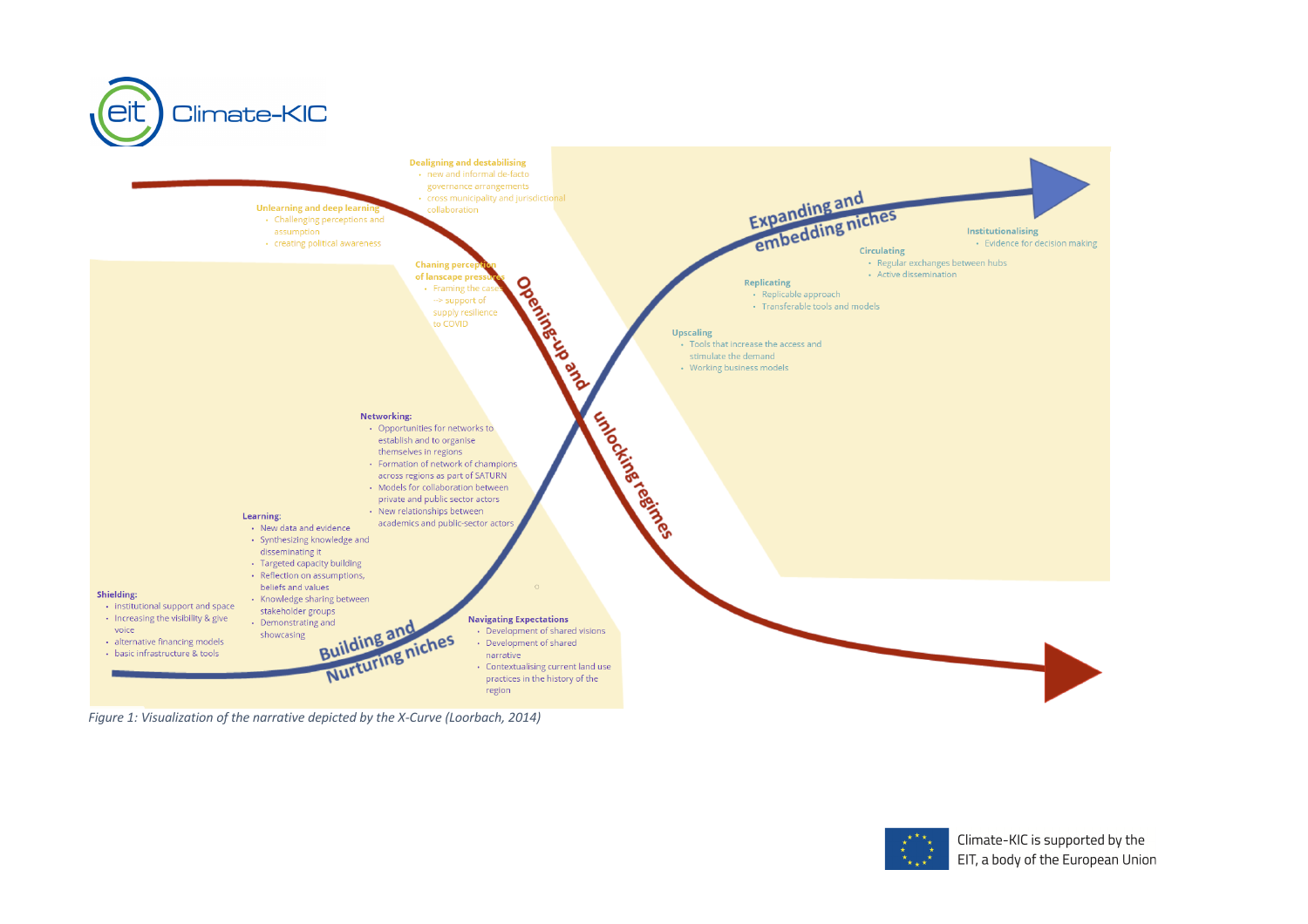**Dealigning and destabilising**
- new and informal de-facto governance arrangements
- cross municipality and jurisdictional collaboration

**Unlearning and deep learning**
- Challenging perceptions and assumption
- creating political awareness

**Chaning perception of lanscape pressures**
- Framing the cases --> support of supply resilience to COVID

Opening-up and unlocking regimes

**Expanding and embedding niches**

**Institutionalising**
- Evidence for decision making

**Circulating**
- Regular exchanges between hubs
- Active dissemination

**Replicating**
- Replicable approach
- Transferable tools and models

**Upscaling**
- Tools that increase the access and stimulate the demand
- Working business models

**Networking:**
- Opportunities for networks to establish and to organise themselves in regions
- Formation of network of champions across regions as part of SATURN
- Models for collaboration between private and public sector actors
- New relationships between academics and public-sector actors

**Learning:**
- New data and evidence
- Synthesizing knowledge and disseminating it
- Targeted capacity building
- Reflection on assumptions, beliefs and values
- Knowledge sharing between stakeholder groups
- Demonstrating and showcasing

**Shielding:**
- institutional support and space
- Increasing the visibility & give voice
- alternative financing models
- basic infrastructure & tools

**Building and Nurturing niches**

**Navigating Expectations**
- Development of shared visions
- Development of shared narrative
- Contextualising current land use practices in the history of the region

*Figure 1: Visualization of the narrative depicted by the X-Curve (Loorbach, 2014)*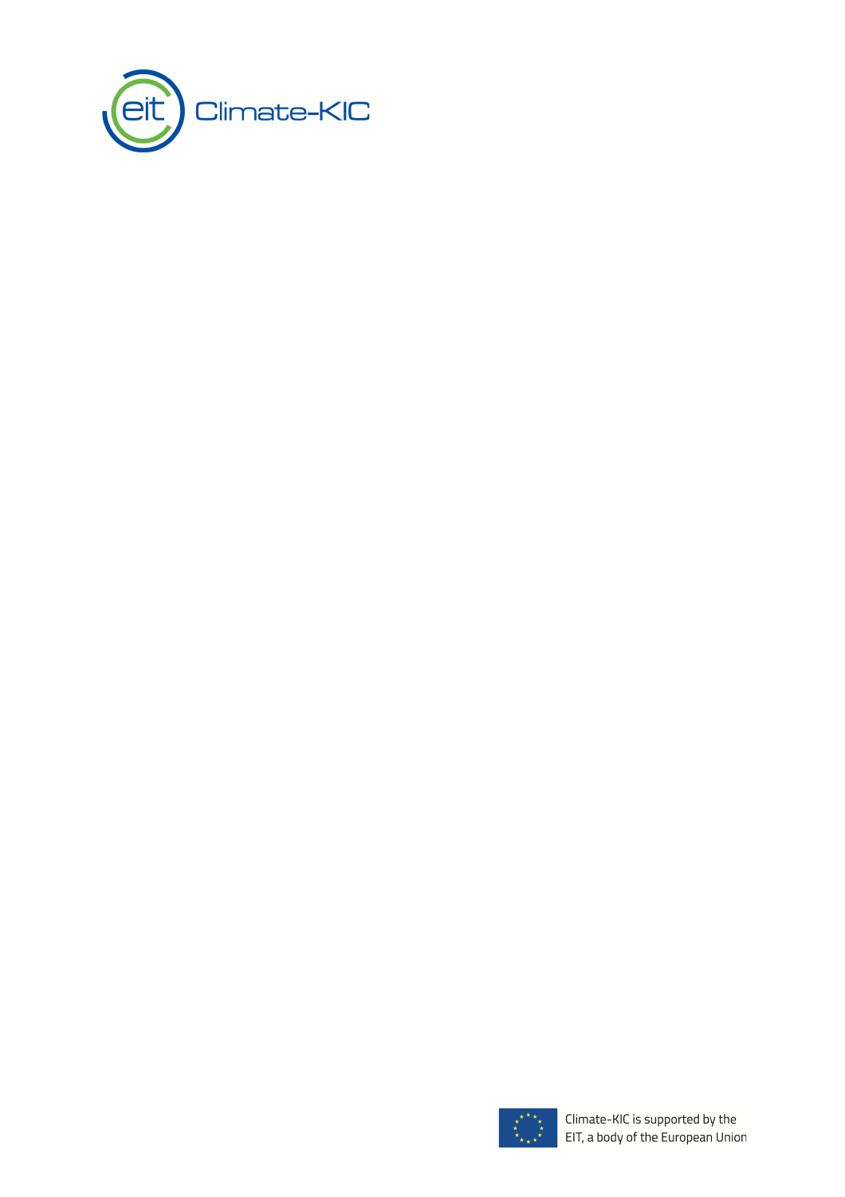Climate-KIC

Climate-KIC is supported by the EIT, a body of the European Union